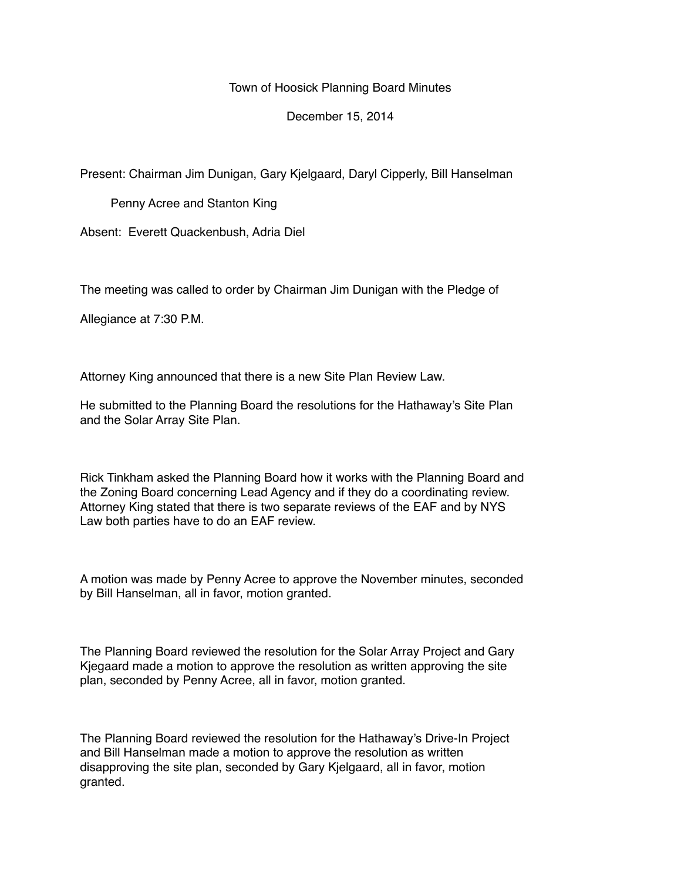Town of Hoosick Planning Board Minutes

December 15, 2014

Present: Chairman Jim Dunigan, Gary Kjelgaard, Daryl Cipperly, Bill Hanselman

Penny Acree and Stanton King

Absent: Everett Quackenbush, Adria Diel

The meeting was called to order by Chairman Jim Dunigan with the Pledge of Allegiance at 7:30 P.M.

Attorney King announced that there is a new Site Plan Review Law.

He submitted to the Planning Board the resolutions for the Hathaway's Site Plan and the Solar Array Site Plan.

Rick Tinkham asked the Planning Board how it works with the Planning Board and the Zoning Board concerning Lead Agency and if they do a coordinating review. Attorney King stated that there is two separate reviews of the EAF and by NYS Law both parties have to do an EAF review.

A motion was made by Penny Acree to approve the November minutes, seconded by Bill Hanselman, all in favor, motion granted.

The Planning Board reviewed the resolution for the Solar Array Project and Gary Kjegaard made a motion to approve the resolution as written approving the site plan, seconded by Penny Acree, all in favor, motion granted.

The Planning Board reviewed the resolution for the Hathaway's Drive-In Project and Bill Hanselman made a motion to approve the resolution as written disapproving the site plan, seconded by Gary Kjelgaard, all in favor, motion granted.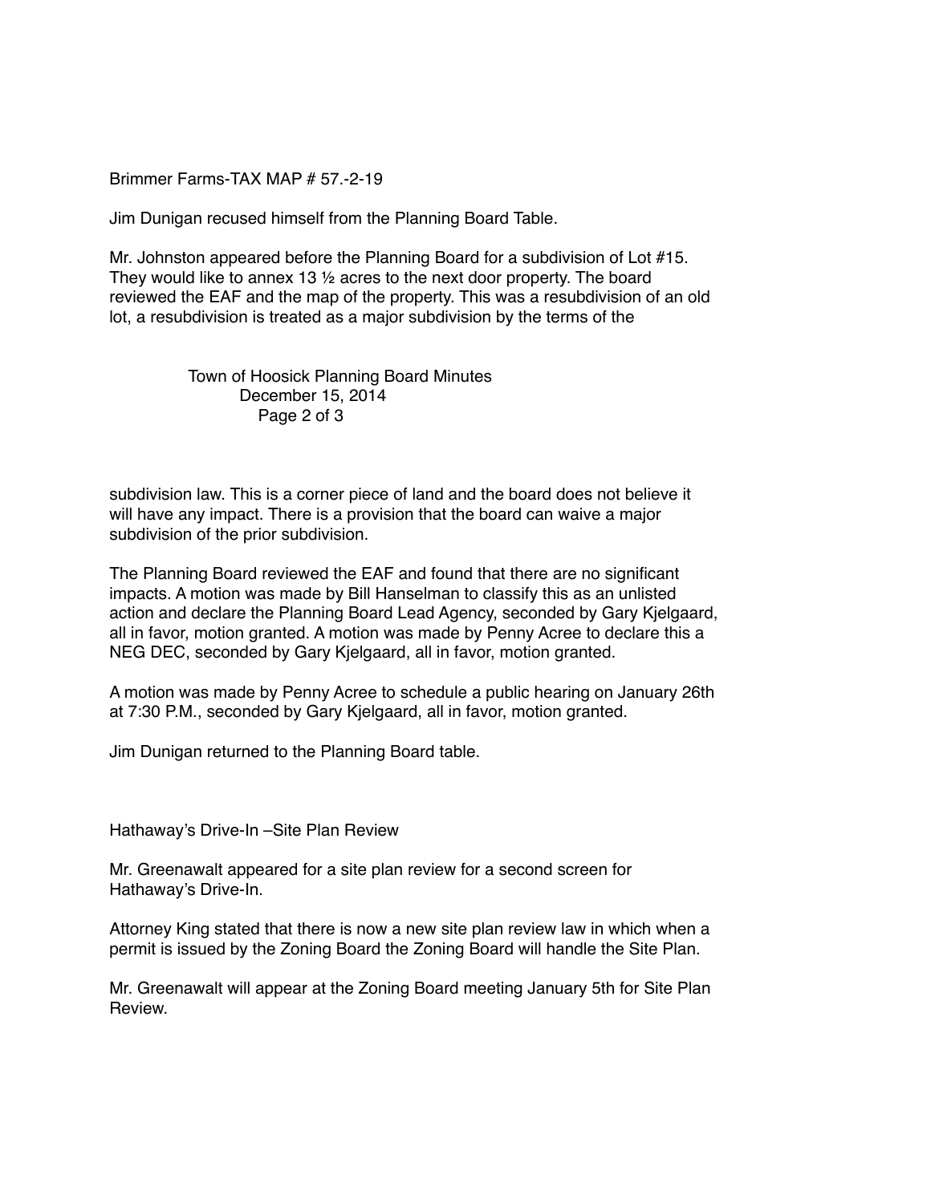Brimmer Farms-TAX MAP # 57.-2-19

Jim Dunigan recused himself from the Planning Board Table.

Mr. Johnston appeared before the Planning Board for a subdivision of Lot #15. They would like to annex 13 ½ acres to the next door property. The board reviewed the EAF and the map of the property. This was a resubdivision of an old lot, a resubdivision is treated as a major subdivision by the terms of the subdivision law. This is a corner piece of land and the board does not believe it will have any impact. There is a provision that the board can waive a major subdivision of the prior subdivision.

The Planning Board reviewed the EAF and found that there are no significant impacts. A motion was made by Bill Hanselman to classify this as an unlisted action and declare the Planning Board Lead Agency, seconded by Gary Kjelgaard, all in favor, motion granted. A motion was made by Penny Acree to declare this a NEG DEC, seconded by Gary Kjelgaard, all in favor, motion granted.

A motion was made by Penny Acree to schedule a public hearing on January 26th at 7:30 P.M., seconded by Gary Kjelgaard, all in favor, motion granted.

Jim Dunigan returned to the Planning Board table.

Hathaway's Drive-In –Site Plan Review

Mr. Greenawalt appeared for a site plan review for a second screen for Hathaway's Drive-In.

Attorney King stated that there is now a new site plan review law in which when a permit is issued by the Zoning Board the Zoning Board will handle the Site Plan.

Mr. Greenawalt will appear at the Zoning Board meeting January 5th for Site Plan Review.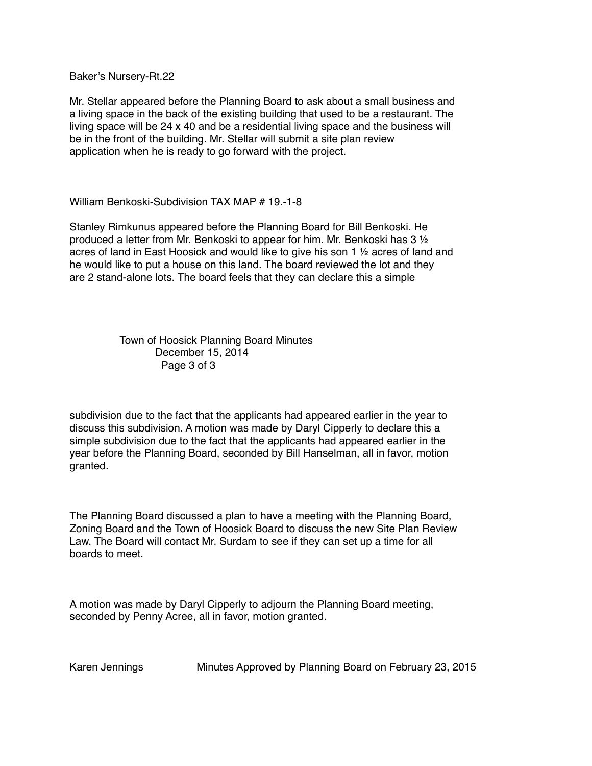Baker's Nursery-Rt.22

Mr. Stellar appeared before the Planning Board to ask about a small business and a living space in the back of the existing building that used to be a restaurant. The living space will be 24 x 40 and be a residential living space and the business will be in the front of the building. Mr. Stellar will submit a site plan review application when he is ready to go forward with the project.

William Benkoski-Subdivision TAX MAP # 19.-1-8

Stanley Rimkunus appeared before the Planning Board for Bill Benkoski. He produced a letter from Mr. Benkoski to appear for him. Mr. Benkoski has 3 ½ acres of land in East Hoosick and would like to give his son 1 ½ acres of land and he would like to put a house on this land. The board reviewed the lot and they are 2 stand-alone lots. The board feels that they can declare this a simple subdivision due to the fact that the applicants had appeared earlier in the year to discuss this subdivision. A motion was made by Daryl Cipperly to declare this a simple subdivision due to the fact that the applicants had appeared earlier in the year before the Planning Board, seconded by Bill Hanselman, all in favor, motion granted.

The Planning Board discussed a plan to have a meeting with the Planning Board, Zoning Board and the Town of Hoosick Board to discuss the new Site Plan Review Law. The Board will contact Mr. Surdam to see if they can set up a time for all boards to meet.

A motion was made by Daryl Cipperly to adjourn the Planning Board meeting, seconded by Penny Acree, all in favor, motion granted.

Karen Jennings Minutes Approved by Planning Board on February 23, 2015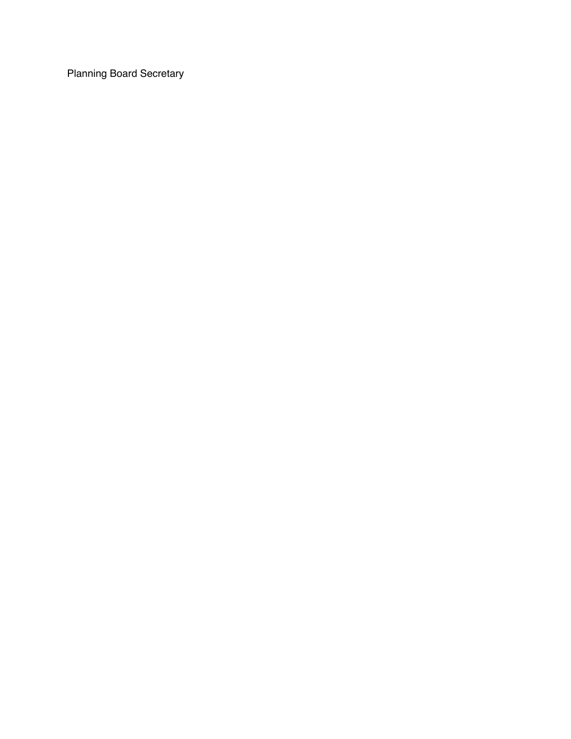Planning Board Secretary